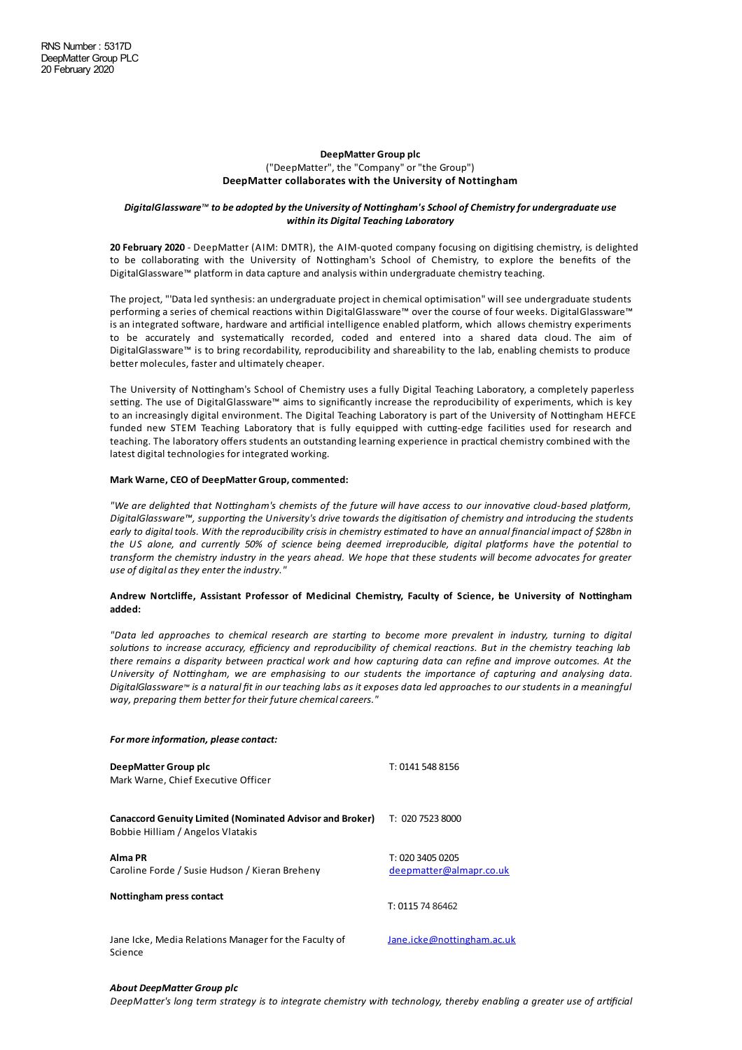RNS Number : 5317D
DeepMatter Group PLC
20 February 2020

**DeepMatter Group plc**
("DeepMatter", the "Company" or "the Group")
**DeepMatter collaborates with the University of Nottingham**

***DigitalGlassware™ to be adopted by the University of Nottingham's School of Chemistry for undergraduate use within its Digital Teaching Laboratory***

**20 February 2020** - DeepMatter (AIM: DMTR), the AIM-quoted company focusing on digitising chemistry, is delighted to be collaborating with the University of Nottingham's School of Chemistry, to explore the benefits of the DigitalGlassware™ platform in data capture and analysis within undergraduate chemistry teaching.

The project, "'Data led synthesis: an undergraduate project in chemical optimisation" will see undergraduate students performing a series of chemical reactions within DigitalGlassware™ over the course of four weeks. DigitalGlassware™ is an integrated software, hardware and artificial intelligence enabled platform, which allows chemistry experiments to be accurately and systematically recorded, coded and entered into a shared data cloud. The aim of DigitalGlassware™ is to bring recordability, reproducibility and shareability to the lab, enabling chemists to produce better molecules, faster and ultimately cheaper.

The University of Nottingham's School of Chemistry uses a fully Digital Teaching Laboratory, a completely paperless setting. The use of DigitalGlassware™ aims to significantly increase the reproducibility of experiments, which is key to an increasingly digital environment. The Digital Teaching Laboratory is part of the University of Nottingham HEFCE funded new STEM Teaching Laboratory that is fully equipped with cutting-edge facilities used for research and teaching. The laboratory offers students an outstanding learning experience in practical chemistry combined with the latest digital technologies for integrated working.

**Mark Warne, CEO of DeepMatter Group, commented:**

*"We are delighted that Nottingham's chemists of the future will have access to our innovative cloud-based platform, DigitalGlassware™, supporting the University's drive towards the digitisation of chemistry and introducing the students early to digital tools. With the reproducibility crisis in chemistry estimated to have an annual financial impact of $28bn in the US alone, and currently 50% of science being deemed irreproducible, digital platforms have the potential to transform the chemistry industry in the years ahead. We hope that these students will become advocates for greater use of digital as they enter the industry."*

**Andrew Nortcliffe, Assistant Professor of Medicinal Chemistry, Faculty of Science, the University of Nottingham added:**

*"Data led approaches to chemical research are starting to become more prevalent in industry, turning to digital solutions to increase accuracy, efficiency and reproducibility of chemical reactions. But in the chemistry teaching lab there remains a disparity between practical work and how capturing data can refine and improve outcomes. At the University of Nottingham, we are emphasising to our students the importance of capturing and analysing data. DigitalGlassware™ is a natural fit in our teaching labs as it exposes data led approaches to our students in a meaningful way, preparing them better for their future chemical careers."*

***For more information, please contact:***

| | |
|---|---|
| **DeepMatter Group plc**<br>Mark Warne, Chief Executive Officer | T: 0141 548 8156 |
| **Canaccord Genuity Limited (Nominated Advisor and Broker)**<br>Bobbie Hilliam / Angelos Vlatakis | T: 020 7523 8000 |
| **Alma PR**<br>Caroline Forde / Susie Hudson / Kieran Breheny | T: 020 3405 0205<br>deepmatter@almapr.co.uk |
| **Nottingham press contact** | T: 0115 74 86462 |
| Jane Icke, Media Relations Manager for the Faculty of Science | Jane.icke@nottingham.ac.uk |

***About DeepMatter Group plc***

*DeepMatter's long term strategy is to integrate chemistry with technology, thereby enabling a greater use of artificial*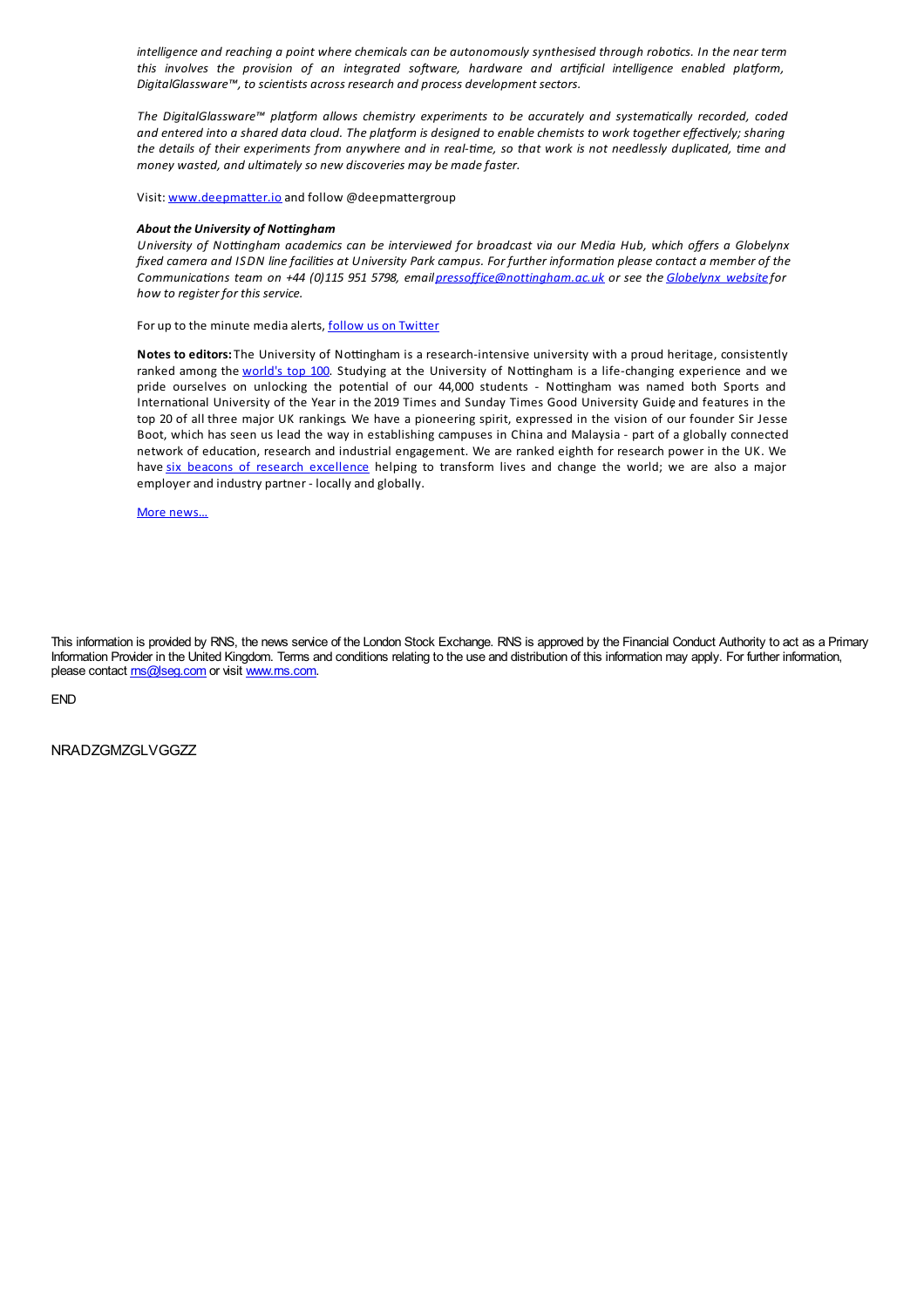*intelligence and reaching a point where chemicals can be autonomously synthesised through robotics. In the near term this involves the provision of an integrated software, hardware and artificial intelligence enabled platform, DigitalGlassware™, to scientists across research and process development sectors.*

*The DigitalGlassware™ platform allows chemistry experiments to be accurately and systematically recorded, coded and entered into a shared data cloud. The platform is designed to enable chemists to work together effectively; sharing the details of their experiments from anywhere and in real-time, so that work is not needlessly duplicated, time and money wasted, and ultimately so new discoveries may be made faster.*

Visit: www.deepmatter.io and follow @deepmattergroup

***About the University of Nottingham***

*University of Nottingham academics can be interviewed for broadcast via our Media Hub, which offers a Globelynx fixed camera and ISDN line facilities at University Park campus. For further information please contact a member of the Communications team on +44 (0)115 951 5798, email pressoffice@nottingham.ac.uk or see the Globelynx website for how to register for this service.*

For up to the minute media alerts, follow us on Twitter

**Notes to editors:** The University of Nottingham is a research-intensive university with a proud heritage, consistently ranked among the world's top 100. Studying at the University of Nottingham is a life-changing experience and we pride ourselves on unlocking the potential of our 44,000 students - Nottingham was named both Sports and International University of the Year in the 2019 Times and Sunday Times Good University Guide, and features in the top 20 of all three major UK rankings. We have a pioneering spirit, expressed in the vision of our founder Sir Jesse Boot, which has seen us lead the way in establishing campuses in China and Malaysia - part of a globally connected network of education, research and industrial engagement. We are ranked eighth for research power in the UK. We have six beacons of research excellence helping to transform lives and change the world; we are also a major employer and industry partner - locally and globally.

More news...

This information is provided by RNS, the news service of the London Stock Exchange. RNS is approved by the Financial Conduct Authority to act as a Primary Information Provider in the United Kingdom. Terms and conditions relating to the use and distribution of this information may apply. For further information, please contact rns@lseg.com or visit www.rns.com.

END

NRADZGMZGLVGGZZ